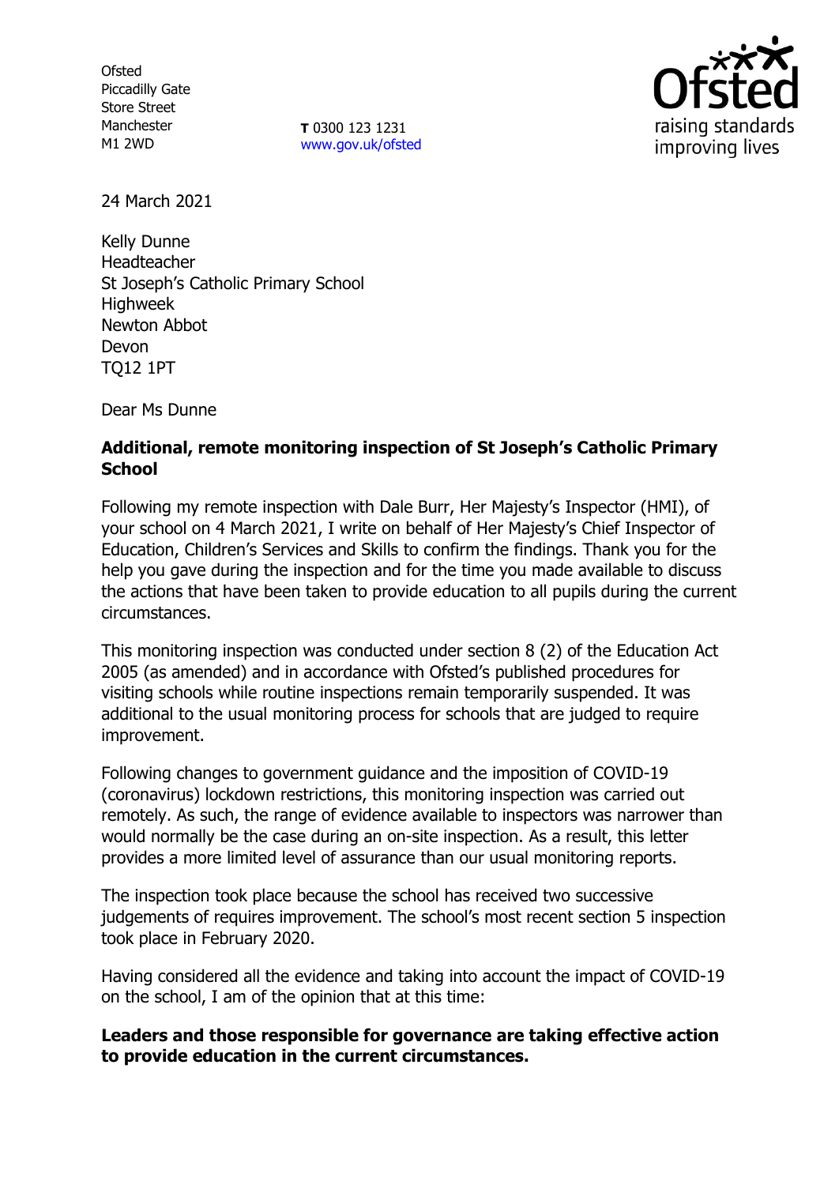Ofsted
Piccadilly Gate
Store Street
Manchester
M1 2WD

**T** 0300 123 1231
www.gov.uk/ofsted

24 March 2021

Kelly Dunne
Headteacher
St Joseph's Catholic Primary School
Highweek
Newton Abbot
Devon
TQ12 1PT

Dear Ms Dunne

**Additional, remote monitoring inspection of St Joseph's Catholic Primary School**

Following my remote inspection with Dale Burr, Her Majesty's Inspector (HMI), of your school on 4 March 2021, I write on behalf of Her Majesty's Chief Inspector of Education, Children's Services and Skills to confirm the findings. Thank you for the help you gave during the inspection and for the time you made available to discuss the actions that have been taken to provide education to all pupils during the current circumstances.

This monitoring inspection was conducted under section 8 (2) of the Education Act 2005 (as amended) and in accordance with Ofsted's published procedures for visiting schools while routine inspections remain temporarily suspended. It was additional to the usual monitoring process for schools that are judged to require improvement.

Following changes to government guidance and the imposition of COVID-19 (coronavirus) lockdown restrictions, this monitoring inspection was carried out remotely. As such, the range of evidence available to inspectors was narrower than would normally be the case during an on-site inspection. As a result, this letter provides a more limited level of assurance than our usual monitoring reports.

The inspection took place because the school has received two successive judgements of requires improvement. The school's most recent section 5 inspection took place in February 2020.

Having considered all the evidence and taking into account the impact of COVID-19 on the school, I am of the opinion that at this time:

**Leaders and those responsible for governance are taking effective action to provide education in the current circumstances.**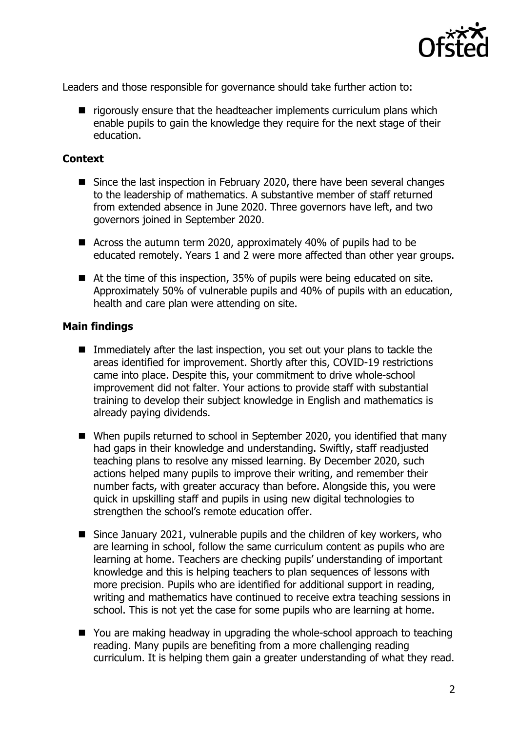Leaders and those responsible for governance should take further action to:

- rigorously ensure that the headteacher implements curriculum plans which enable pupils to gain the knowledge they require for the next stage of their education.

**Context**

- Since the last inspection in February 2020, there have been several changes to the leadership of mathematics. A substantive member of staff returned from extended absence in June 2020. Three governors have left, and two governors joined in September 2020.
- Across the autumn term 2020, approximately 40% of pupils had to be educated remotely. Years 1 and 2 were more affected than other year groups.
- At the time of this inspection, 35% of pupils were being educated on site. Approximately 50% of vulnerable pupils and 40% of pupils with an education, health and care plan were attending on site.

**Main findings**

- Immediately after the last inspection, you set out your plans to tackle the areas identified for improvement. Shortly after this, COVID-19 restrictions came into place. Despite this, your commitment to drive whole-school improvement did not falter. Your actions to provide staff with substantial training to develop their subject knowledge in English and mathematics is already paying dividends.
- When pupils returned to school in September 2020, you identified that many had gaps in their knowledge and understanding. Swiftly, staff readjusted teaching plans to resolve any missed learning. By December 2020, such actions helped many pupils to improve their writing, and remember their number facts, with greater accuracy than before. Alongside this, you were quick in upskilling staff and pupils in using new digital technologies to strengthen the school's remote education offer.
- Since January 2021, vulnerable pupils and the children of key workers, who are learning in school, follow the same curriculum content as pupils who are learning at home. Teachers are checking pupils' understanding of important knowledge and this is helping teachers to plan sequences of lessons with more precision. Pupils who are identified for additional support in reading, writing and mathematics have continued to receive extra teaching sessions in school. This is not yet the case for some pupils who are learning at home.
- You are making headway in upgrading the whole-school approach to teaching reading. Many pupils are benefiting from a more challenging reading curriculum. It is helping them gain a greater understanding of what they read.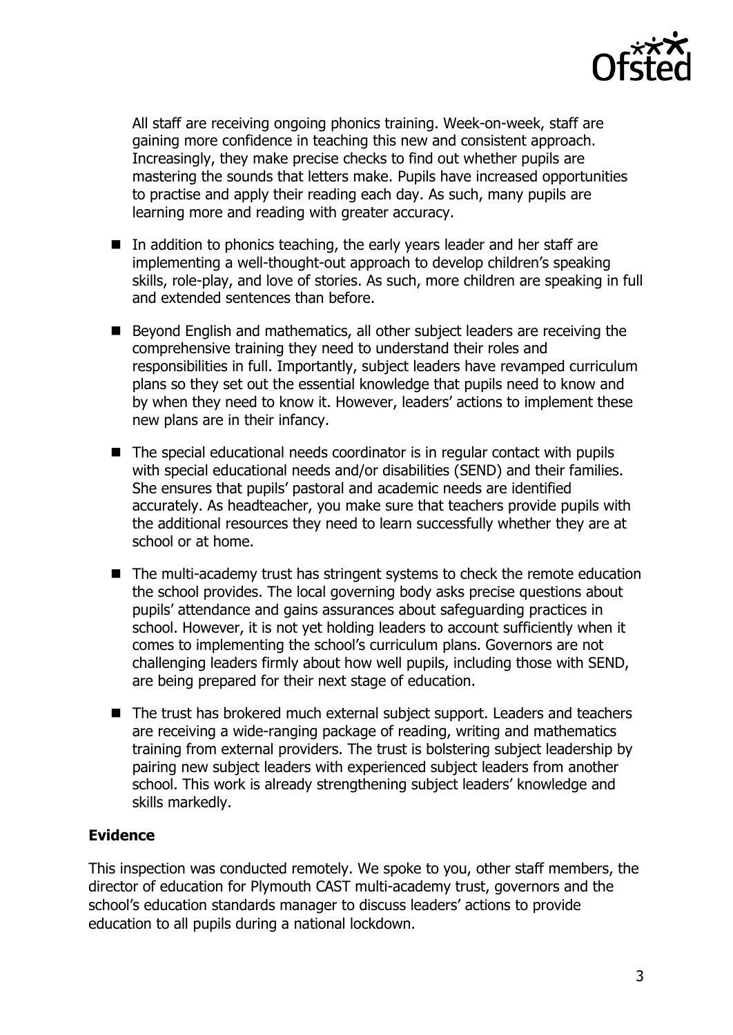All staff are receiving ongoing phonics training. Week-on-week, staff are gaining more confidence in teaching this new and consistent approach. Increasingly, they make precise checks to find out whether pupils are mastering the sounds that letters make. Pupils have increased opportunities to practise and apply their reading each day. As such, many pupils are learning more and reading with greater accuracy.

- In addition to phonics teaching, the early years leader and her staff are implementing a well-thought-out approach to develop children's speaking skills, role-play, and love of stories. As such, more children are speaking in full and extended sentences than before.
- Beyond English and mathematics, all other subject leaders are receiving the comprehensive training they need to understand their roles and responsibilities in full. Importantly, subject leaders have revamped curriculum plans so they set out the essential knowledge that pupils need to know and by when they need to know it. However, leaders' actions to implement these new plans are in their infancy.
- The special educational needs coordinator is in regular contact with pupils with special educational needs and/or disabilities (SEND) and their families. She ensures that pupils' pastoral and academic needs are identified accurately. As headteacher, you make sure that teachers provide pupils with the additional resources they need to learn successfully whether they are at school or at home.
- The multi-academy trust has stringent systems to check the remote education the school provides. The local governing body asks precise questions about pupils' attendance and gains assurances about safeguarding practices in school. However, it is not yet holding leaders to account sufficiently when it comes to implementing the school's curriculum plans. Governors are not challenging leaders firmly about how well pupils, including those with SEND, are being prepared for their next stage of education.
- The trust has brokered much external subject support. Leaders and teachers are receiving a wide-ranging package of reading, writing and mathematics training from external providers. The trust is bolstering subject leadership by pairing new subject leaders with experienced subject leaders from another school. This work is already strengthening subject leaders' knowledge and skills markedly.

**Evidence**

This inspection was conducted remotely. We spoke to you, other staff members, the director of education for Plymouth CAST multi-academy trust, governors and the school's education standards manager to discuss leaders' actions to provide education to all pupils during a national lockdown.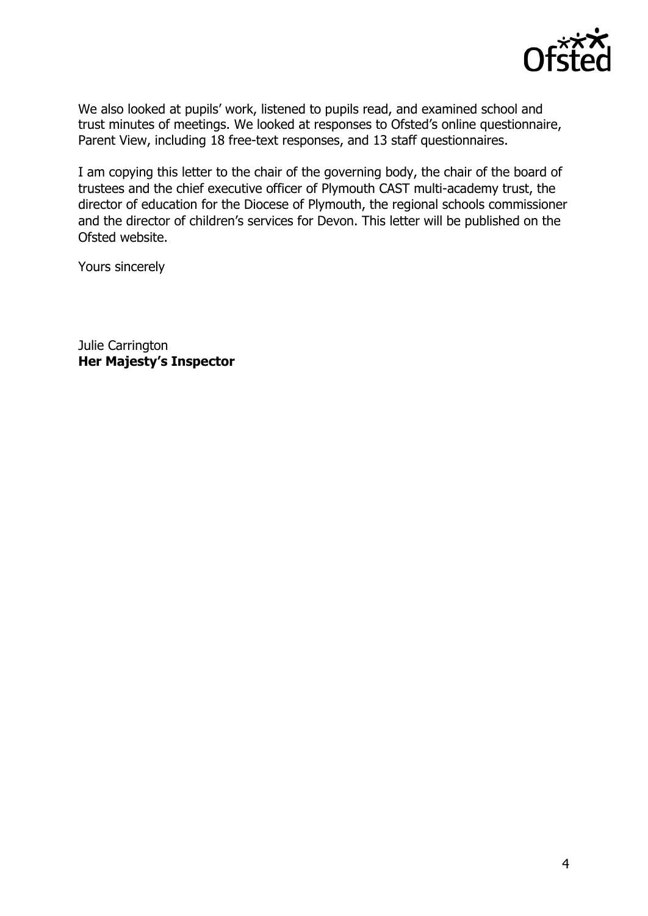We also looked at pupils' work, listened to pupils read, and examined school and trust minutes of meetings. We looked at responses to Ofsted's online questionnaire, Parent View, including 18 free-text responses, and 13 staff questionnaires.

I am copying this letter to the chair of the governing body, the chair of the board of trustees and the chief executive officer of Plymouth CAST multi-academy trust, the director of education for the Diocese of Plymouth, the regional schools commissioner and the director of children's services for Devon. This letter will be published on the Ofsted website.

Yours sincerely

Julie Carrington
**Her Majesty's Inspector**